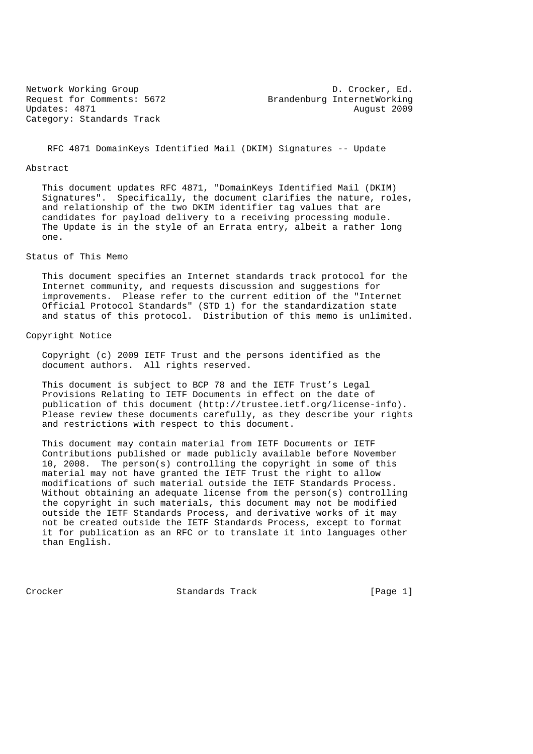Network Working Group D. Crocker, Ed.
Request for Comments: 5672 Brandenburg InternetWorking
Updates: 4871 August 2009
Category: Standards Track

# RFC 4871 DomainKeys Identified Mail (DKIM) Signatures -- Update

## Abstract

This document updates RFC 4871, "DomainKeys Identified Mail (DKIM) Signatures". Specifically, the document clarifies the nature, roles, and relationship of the two DKIM identifier tag values that are candidates for payload delivery to a receiving processing module. The Update is in the style of an Errata entry, albeit a rather long one.

## Status of This Memo

This document specifies an Internet standards track protocol for the Internet community, and requests discussion and suggestions for improvements. Please refer to the current edition of the "Internet Official Protocol Standards" (STD 1) for the standardization state and status of this protocol. Distribution of this memo is unlimited.

## Copyright Notice

Copyright (c) 2009 IETF Trust and the persons identified as the document authors. All rights reserved.

This document is subject to BCP 78 and the IETF Trust's Legal Provisions Relating to IETF Documents in effect on the date of publication of this document (http://trustee.ietf.org/license-info). Please review these documents carefully, as they describe your rights and restrictions with respect to this document.

This document may contain material from IETF Documents or IETF Contributions published or made publicly available before November 10, 2008. The person(s) controlling the copyright in some of this material may not have granted the IETF Trust the right to allow modifications of such material outside the IETF Standards Process. Without obtaining an adequate license from the person(s) controlling the copyright in such materials, this document may not be modified outside the IETF Standards Process, and derivative works of it may not be created outside the IETF Standards Process, except to format it for publication as an RFC or to translate it into languages other than English.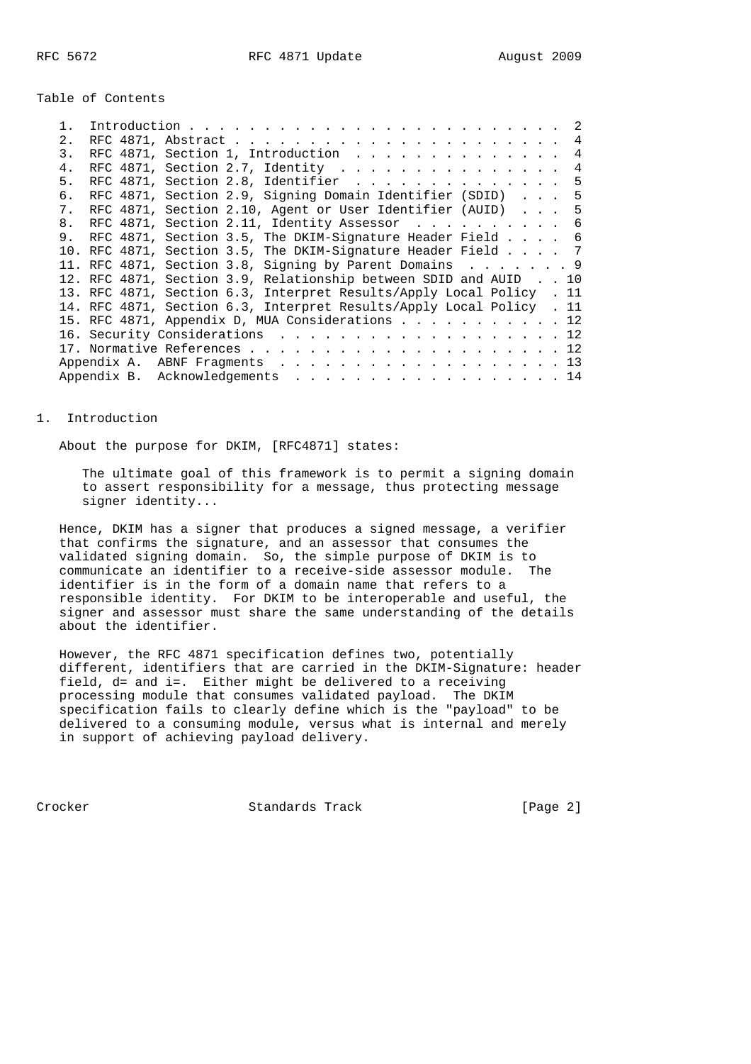Table of Contents

1. Introduction . . . . . . . . . . . . . . . . . . . . . . . . . 2
2. RFC 4871, Abstract . . . . . . . . . . . . . . . . . . . . . . 4
3. RFC 4871, Section 1, Introduction . . . . . . . . . . . . . . 4
4. RFC 4871, Section 2.7, Identity . . . . . . . . . . . . . . . 4
5. RFC 4871, Section 2.8, Identifier . . . . . . . . . . . . . . 5
6. RFC 4871, Section 2.9, Signing Domain Identifier (SDID) . . . 5
7. RFC 4871, Section 2.10, Agent or User Identifier (AUID) . . . 5
8. RFC 4871, Section 2.11, Identity Assessor . . . . . . . . . . 6
9. RFC 4871, Section 3.5, The DKIM-Signature Header Field . . . . 6
10. RFC 4871, Section 3.5, The DKIM-Signature Header Field . . . . 7
11. RFC 4871, Section 3.8, Signing by Parent Domains . . . . . . . 9
12. RFC 4871, Section 3.9, Relationship between SDID and AUID . . 10
13. RFC 4871, Section 6.3, Interpret Results/Apply Local Policy . 11
14. RFC 4871, Section 6.3, Interpret Results/Apply Local Policy . 11
15. RFC 4871, Appendix D, MUA Considerations . . . . . . . . . . . 12
16. Security Considerations . . . . . . . . . . . . . . . . . . . 12
17. Normative References . . . . . . . . . . . . . . . . . . . . . 12

Appendix A. ABNF Fragments . . . . . . . . . . . . . . . . . . . 13

Appendix B. Acknowledgements . . . . . . . . . . . . . . . . . . 14

## 1. Introduction

About the purpose for DKIM, [RFC4871] states:

> The ultimate goal of this framework is to permit a signing domain to assert responsibility for a message, thus protecting message signer identity...

Hence, DKIM has a signer that produces a signed message, a verifier that confirms the signature, and an assessor that consumes the validated signing domain. So, the simple purpose of DKIM is to communicate an identifier to a receive-side assessor module. The identifier is in the form of a domain name that refers to a responsible identity. For DKIM to be interoperable and useful, the signer and assessor must share the same understanding of the details about the identifier.

However, the RFC 4871 specification defines two, potentially different, identifiers that are carried in the DKIM-Signature: header field, d= and i=. Either might be delivered to a receiving processing module that consumes validated payload. The DKIM specification fails to clearly define which is the "payload" to be delivered to a consuming module, versus what is internal and merely in support of achieving payload delivery.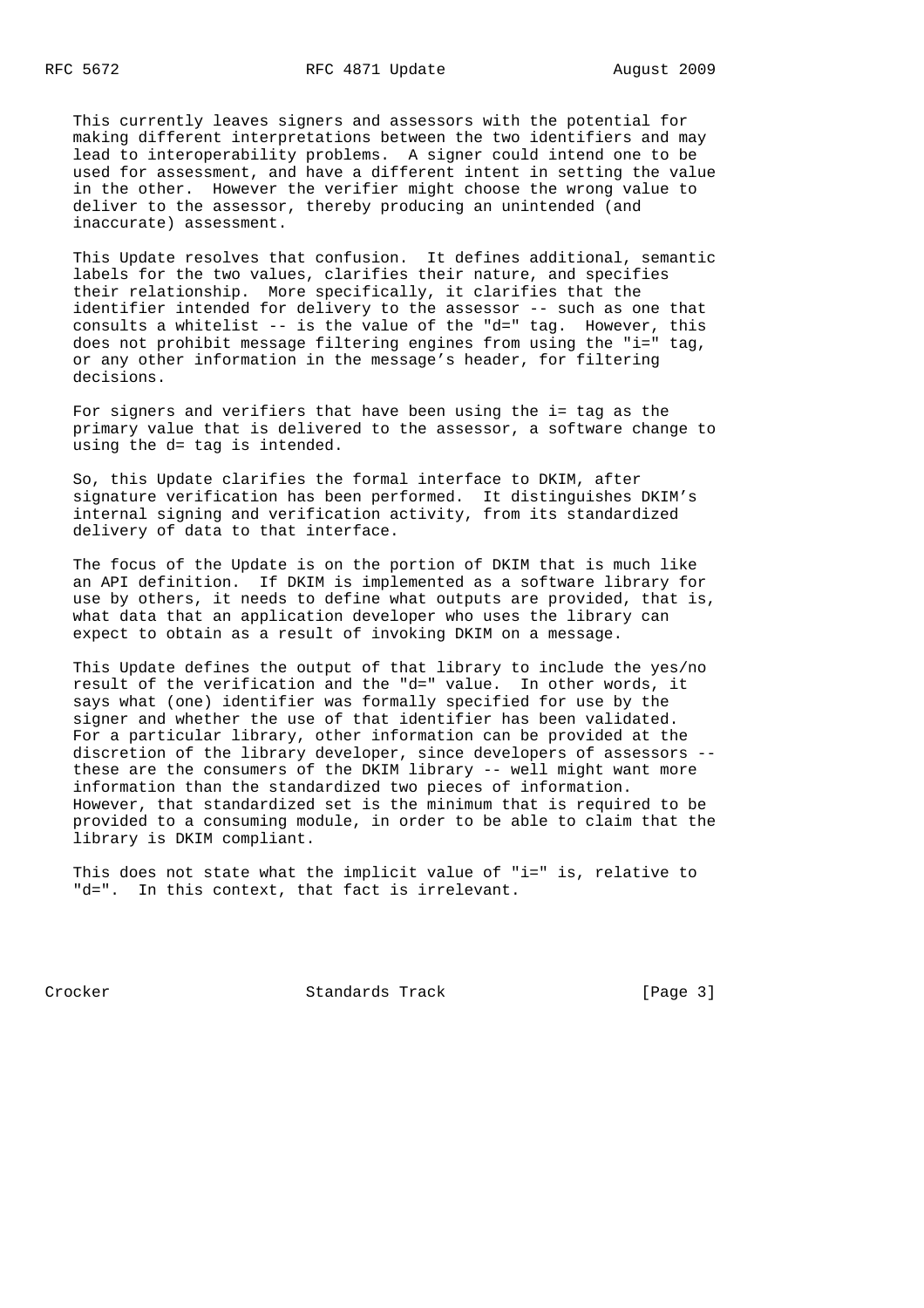This currently leaves signers and assessors with the potential for making different interpretations between the two identifiers and may lead to interoperability problems. A signer could intend one to be used for assessment, and have a different intent in setting the value in the other. However the verifier might choose the wrong value to deliver to the assessor, thereby producing an unintended (and inaccurate) assessment.

This Update resolves that confusion. It defines additional, semantic labels for the two values, clarifies their nature, and specifies their relationship. More specifically, it clarifies that the identifier intended for delivery to the assessor -- such as one that consults a whitelist -- is the value of the "d=" tag. However, this does not prohibit message filtering engines from using the "i=" tag, or any other information in the message's header, for filtering decisions.

For signers and verifiers that have been using the i= tag as the primary value that is delivered to the assessor, a software change to using the d= tag is intended.

So, this Update clarifies the formal interface to DKIM, after signature verification has been performed. It distinguishes DKIM's internal signing and verification activity, from its standardized delivery of data to that interface.

The focus of the Update is on the portion of DKIM that is much like an API definition. If DKIM is implemented as a software library for use by others, it needs to define what outputs are provided, that is, what data that an application developer who uses the library can expect to obtain as a result of invoking DKIM on a message.

This Update defines the output of that library to include the yes/no result of the verification and the "d=" value. In other words, it says what (one) identifier was formally specified for use by the signer and whether the use of that identifier has been validated. For a particular library, other information can be provided at the discretion of the library developer, since developers of assessors -- these are the consumers of the DKIM library -- well might want more information than the standardized two pieces of information. However, that standardized set is the minimum that is required to be provided to a consuming module, in order to be able to claim that the library is DKIM compliant.

This does not state what the implicit value of "i=" is, relative to "d=". In this context, that fact is irrelevant.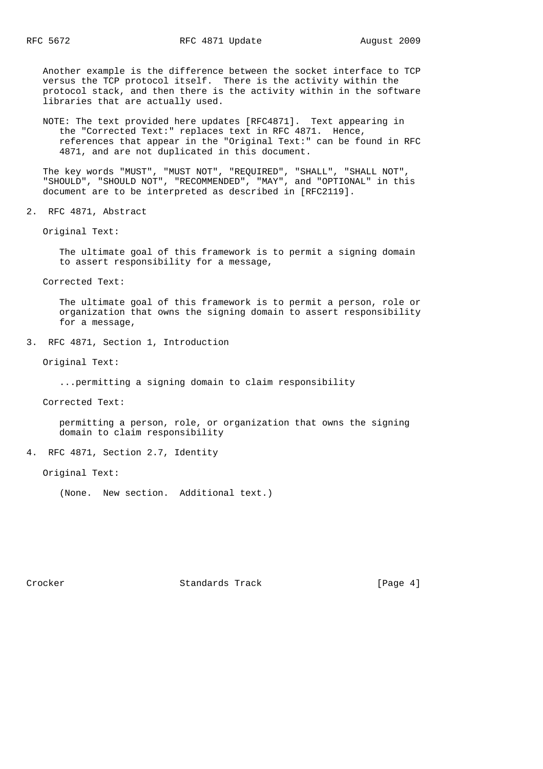Another example is the difference between the socket interface to TCP versus the TCP protocol itself. There is the activity within the protocol stack, and then there is the activity within in the software libraries that are actually used.

NOTE: The text provided here updates [RFC4871]. Text appearing in the "Corrected Text:" replaces text in RFC 4871. Hence, references that appear in the "Original Text:" can be found in RFC 4871, and are not duplicated in this document.

The key words "MUST", "MUST NOT", "REQUIRED", "SHALL", "SHALL NOT", "SHOULD", "SHOULD NOT", "RECOMMENDED", "MAY", and "OPTIONAL" in this document are to be interpreted as described in [RFC2119].

## 2. RFC 4871, Abstract

Original Text:

> The ultimate goal of this framework is to permit a signing domain to assert responsibility for a message,

Corrected Text:

> The ultimate goal of this framework is to permit a person, role or organization that owns the signing domain to assert responsibility for a message,

## 3. RFC 4871, Section 1, Introduction

Original Text:

> ...permitting a signing domain to claim responsibility

Corrected Text:

> permitting a person, role, or organization that owns the signing domain to claim responsibility

## 4. RFC 4871, Section 2.7, Identity

Original Text:

> (None. New section. Additional text.)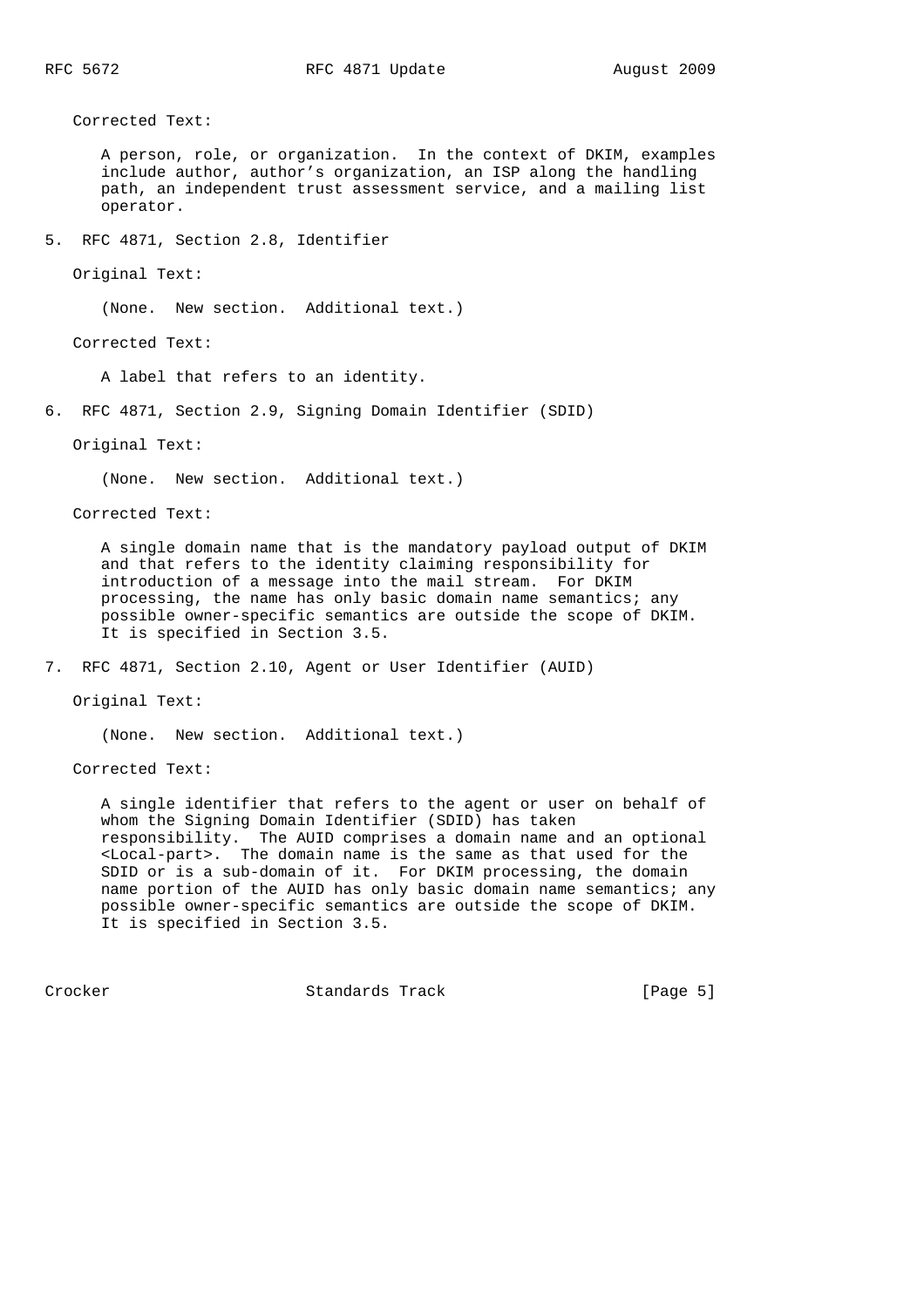Corrected Text:

A person, role, or organization. In the context of DKIM, examples include author, author's organization, an ISP along the handling path, an independent trust assessment service, and a mailing list operator.

## 5. RFC 4871, Section 2.8, Identifier

Original Text:

(None. New section. Additional text.)

Corrected Text:

A label that refers to an identity.

## 6. RFC 4871, Section 2.9, Signing Domain Identifier (SDID)

Original Text:

(None. New section. Additional text.)

Corrected Text:

A single domain name that is the mandatory payload output of DKIM and that refers to the identity claiming responsibility for introduction of a message into the mail stream. For DKIM processing, the name has only basic domain name semantics; any possible owner-specific semantics are outside the scope of DKIM. It is specified in Section 3.5.

## 7. RFC 4871, Section 2.10, Agent or User Identifier (AUID)

Original Text:

(None. New section. Additional text.)

Corrected Text:

A single identifier that refers to the agent or user on behalf of whom the Signing Domain Identifier (SDID) has taken responsibility. The AUID comprises a domain name and an optional <Local-part>. The domain name is the same as that used for the SDID or is a sub-domain of it. For DKIM processing, the domain name portion of the AUID has only basic domain name semantics; any possible owner-specific semantics are outside the scope of DKIM. It is specified in Section 3.5.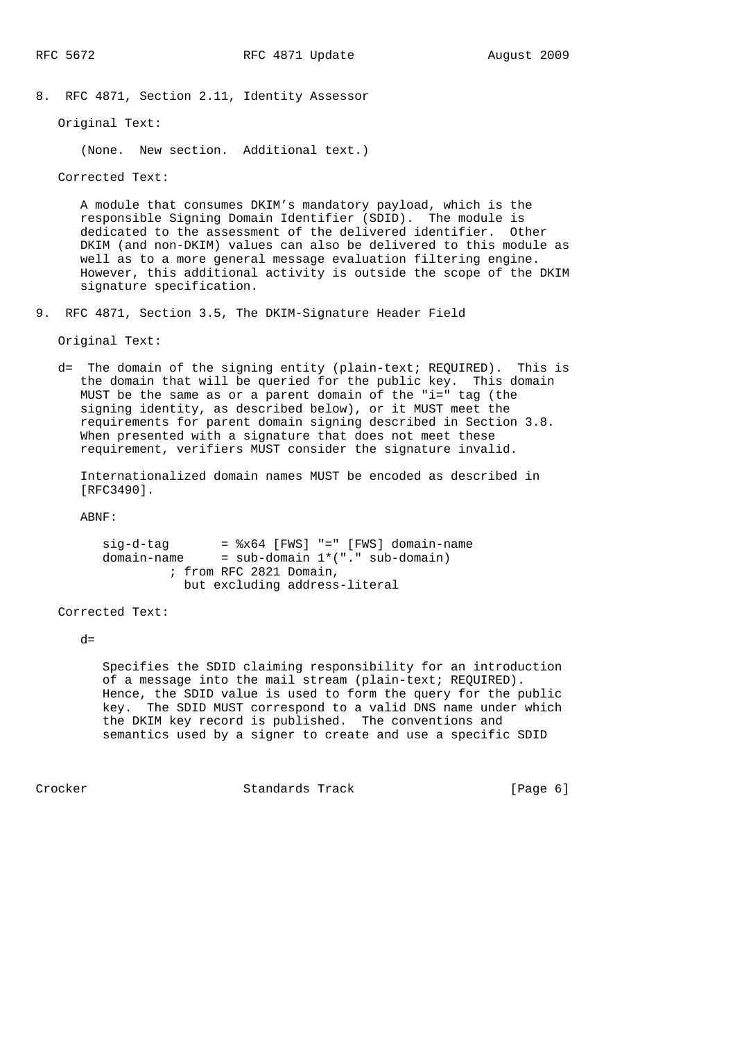## 8. RFC 4871, Section 2.11, Identity Assessor

Original Text:

(None. New section. Additional text.)

Corrected Text:

A module that consumes DKIM's mandatory payload, which is the responsible Signing Domain Identifier (SDID). The module is dedicated to the assessment of the delivered identifier. Other DKIM (and non-DKIM) values can also be delivered to this module as well as to a more general message evaluation filtering engine. However, this additional activity is outside the scope of the DKIM signature specification.

## 9. RFC 4871, Section 3.5, The DKIM-Signature Header Field

Original Text:

d= The domain of the signing entity (plain-text; REQUIRED). This is the domain that will be queried for the public key. This domain MUST be the same as or a parent domain of the "i=" tag (the signing identity, as described below), or it MUST meet the requirements for parent domain signing described in Section 3.8. When presented with a signature that does not meet these requirement, verifiers MUST consider the signature invalid.

Internationalized domain names MUST be encoded as described in [RFC3490].

ABNF:

```
sig-d-tag       = %x64 [FWS] "=" [FWS] domain-name
domain-name     = sub-domain 1*("." sub-domain)
          ; from RFC 2821 Domain,
            but excluding address-literal
```

Corrected Text:

d=

Specifies the SDID claiming responsibility for an introduction of a message into the mail stream (plain-text; REQUIRED). Hence, the SDID value is used to form the query for the public key. The SDID MUST correspond to a valid DNS name under which the DKIM key record is published. The conventions and semantics used by a signer to create and use a specific SDID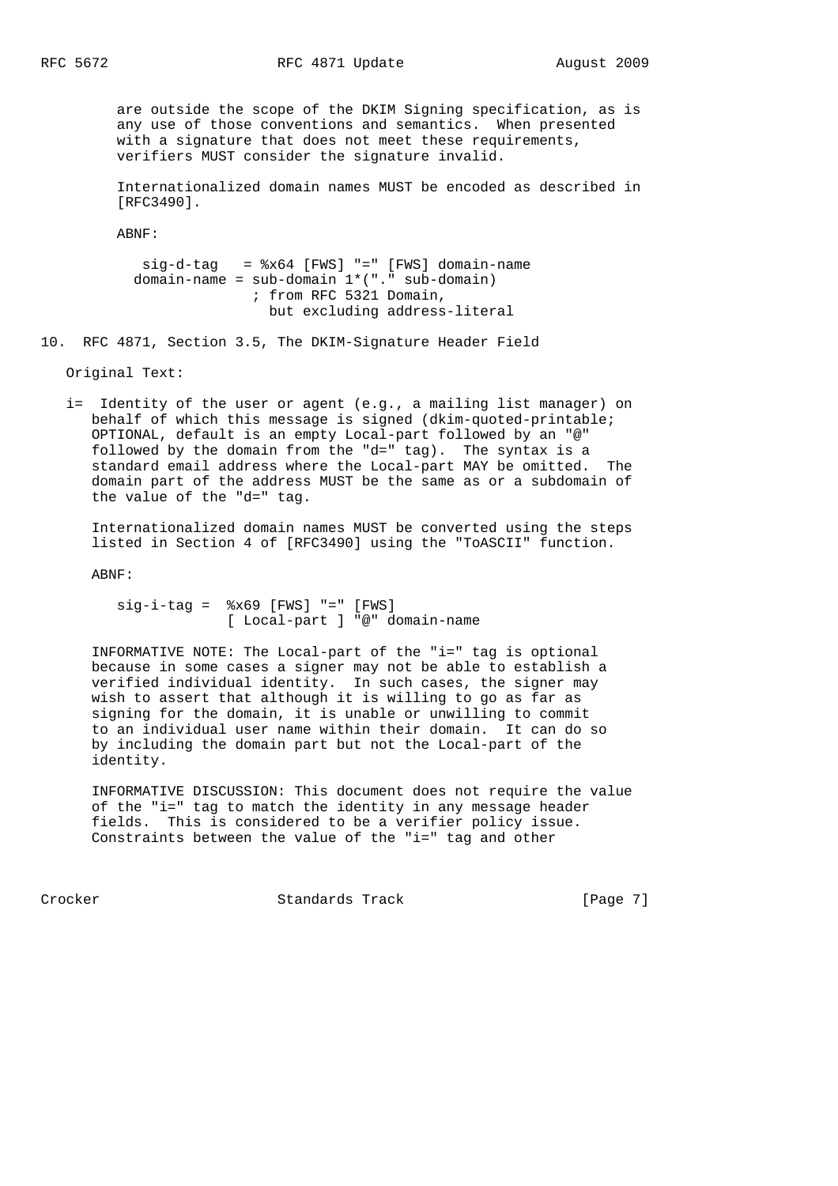are outside the scope of the DKIM Signing specification, as is any use of those conventions and semantics. When presented with a signature that does not meet these requirements, verifiers MUST consider the signature invalid.

Internationalized domain names MUST be encoded as described in [RFC3490].

ABNF:

```
  sig-d-tag   = %x64 [FWS] "=" [FWS] domain-name
domain-name = sub-domain 1*("." sub-domain)
                ; from RFC 5321 Domain,
                  but excluding address-literal
```

## 10. RFC 4871, Section 3.5, The DKIM-Signature Header Field

Original Text:

i= Identity of the user or agent (e.g., a mailing list manager) on behalf of which this message is signed (dkim-quoted-printable; OPTIONAL, default is an empty Local-part followed by an "@" followed by the domain from the "d=" tag). The syntax is a standard email address where the Local-part MAY be omitted. The domain part of the address MUST be the same as or a subdomain of the value of the "d=" tag.

Internationalized domain names MUST be converted using the steps listed in Section 4 of [RFC3490] using the "ToASCII" function.

ABNF:

```
sig-i-tag =  %x69 [FWS] "=" [FWS]
             [ Local-part ] "@" domain-name
```

INFORMATIVE NOTE: The Local-part of the "i=" tag is optional because in some cases a signer may not be able to establish a verified individual identity. In such cases, the signer may wish to assert that although it is willing to go as far as signing for the domain, it is unable or unwilling to commit to an individual user name within their domain. It can do so by including the domain part but not the Local-part of the identity.

INFORMATIVE DISCUSSION: This document does not require the value of the "i=" tag to match the identity in any message header fields. This is considered to be a verifier policy issue. Constraints between the value of the "i=" tag and other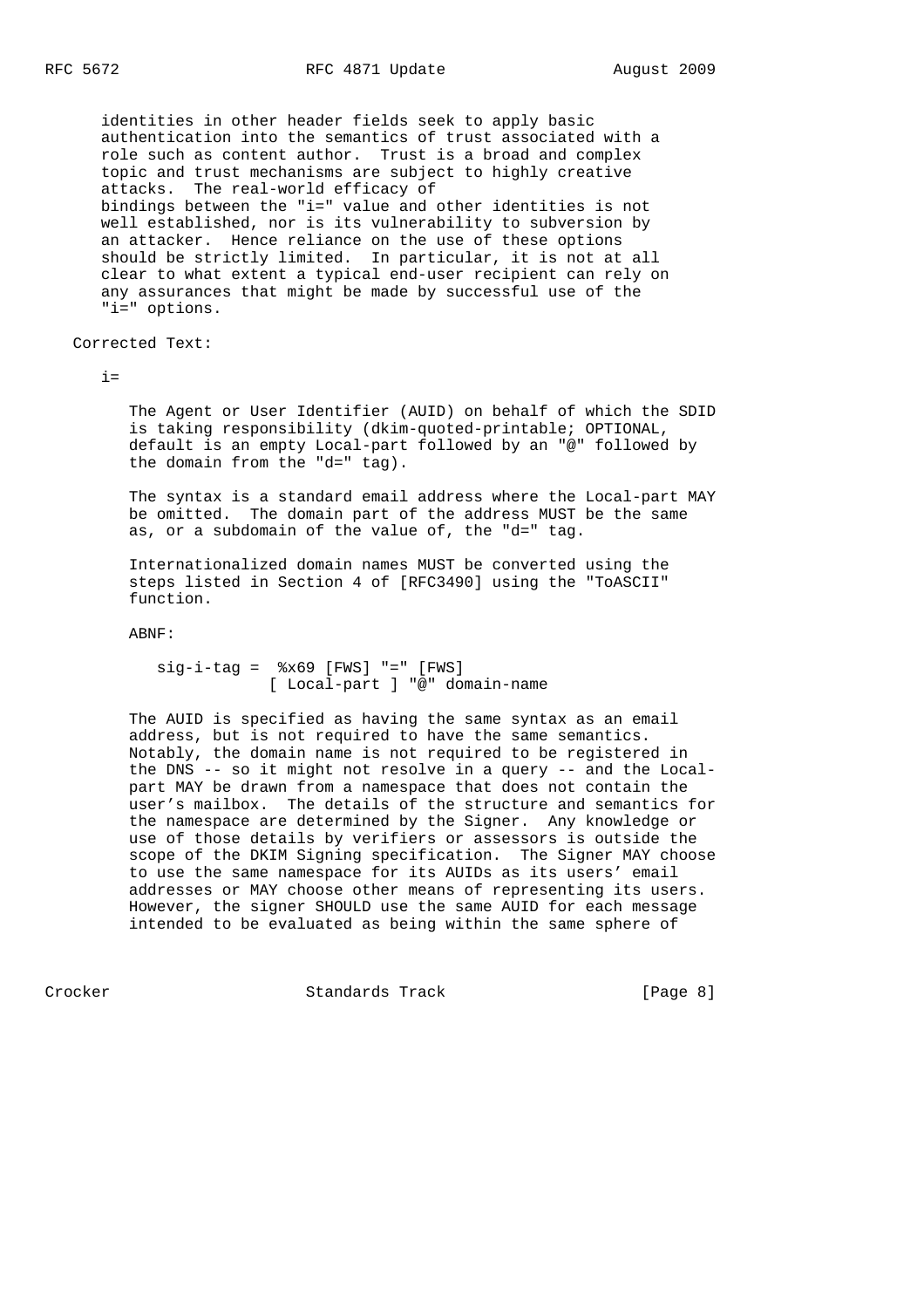identities in other header fields seek to apply basic authentication into the semantics of trust associated with a role such as content author. Trust is a broad and complex topic and trust mechanisms are subject to highly creative attacks. The real-world efficacy of bindings between the "i=" value and other identities is not well established, nor is its vulnerability to subversion by an attacker. Hence reliance on the use of these options should be strictly limited. In particular, it is not at all clear to what extent a typical end-user recipient can rely on any assurances that might be made by successful use of the "i=" options.

Corrected Text:

i=

The Agent or User Identifier (AUID) on behalf of which the SDID is taking responsibility (dkim-quoted-printable; OPTIONAL, default is an empty Local-part followed by an "@" followed by the domain from the "d=" tag).

The syntax is a standard email address where the Local-part MAY be omitted. The domain part of the address MUST be the same as, or a subdomain of the value of, the "d=" tag.

Internationalized domain names MUST be converted using the steps listed in Section 4 of [RFC3490] using the "ToASCII" function.

ABNF:

```
sig-i-tag =  %x69 [FWS] "=" [FWS]
             [ Local-part ] "@" domain-name
```

The AUID is specified as having the same syntax as an email address, but is not required to have the same semantics. Notably, the domain name is not required to be registered in the DNS -- so it might not resolve in a query -- and the Local-part MAY be drawn from a namespace that does not contain the user's mailbox. The details of the structure and semantics for the namespace are determined by the Signer. Any knowledge or use of those details by verifiers or assessors is outside the scope of the DKIM Signing specification. The Signer MAY choose to use the same namespace for its AUIDs as its users' email addresses or MAY choose other means of representing its users. However, the signer SHOULD use the same AUID for each message intended to be evaluated as being within the same sphere of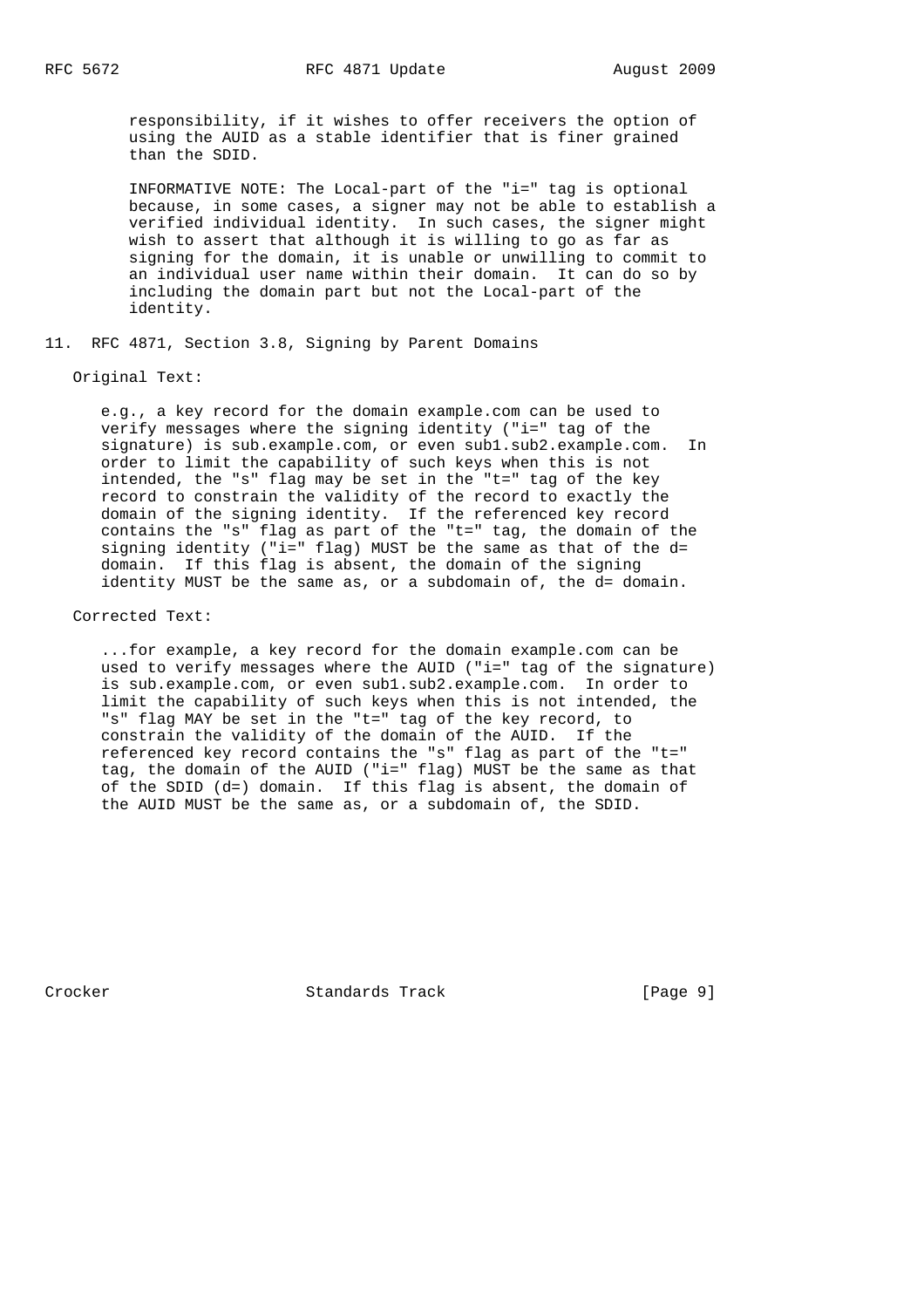responsibility, if it wishes to offer receivers the option of using the AUID as a stable identifier that is finer grained than the SDID.

INFORMATIVE NOTE: The Local-part of the "i=" tag is optional because, in some cases, a signer may not be able to establish a verified individual identity. In such cases, the signer might wish to assert that although it is willing to go as far as signing for the domain, it is unable or unwilling to commit to an individual user name within their domain. It can do so by including the domain part but not the Local-part of the identity.

## 11. RFC 4871, Section 3.8, Signing by Parent Domains

Original Text:

e.g., a key record for the domain example.com can be used to verify messages where the signing identity ("i=" tag of the signature) is sub.example.com, or even sub1.sub2.example.com. In order to limit the capability of such keys when this is not intended, the "s" flag may be set in the "t=" tag of the key record to constrain the validity of the record to exactly the domain of the signing identity. If the referenced key record contains the "s" flag as part of the "t=" tag, the domain of the signing identity ("i=" flag) MUST be the same as that of the d= domain. If this flag is absent, the domain of the signing identity MUST be the same as, or a subdomain of, the d= domain.

Corrected Text:

...for example, a key record for the domain example.com can be used to verify messages where the AUID ("i=" tag of the signature) is sub.example.com, or even sub1.sub2.example.com. In order to limit the capability of such keys when this is not intended, the "s" flag MAY be set in the "t=" tag of the key record, to constrain the validity of the domain of the AUID. If the referenced key record contains the "s" flag as part of the "t=" tag, the domain of the AUID ("i=" flag) MUST be the same as that of the SDID (d=) domain. If this flag is absent, the domain of the AUID MUST be the same as, or a subdomain of, the SDID.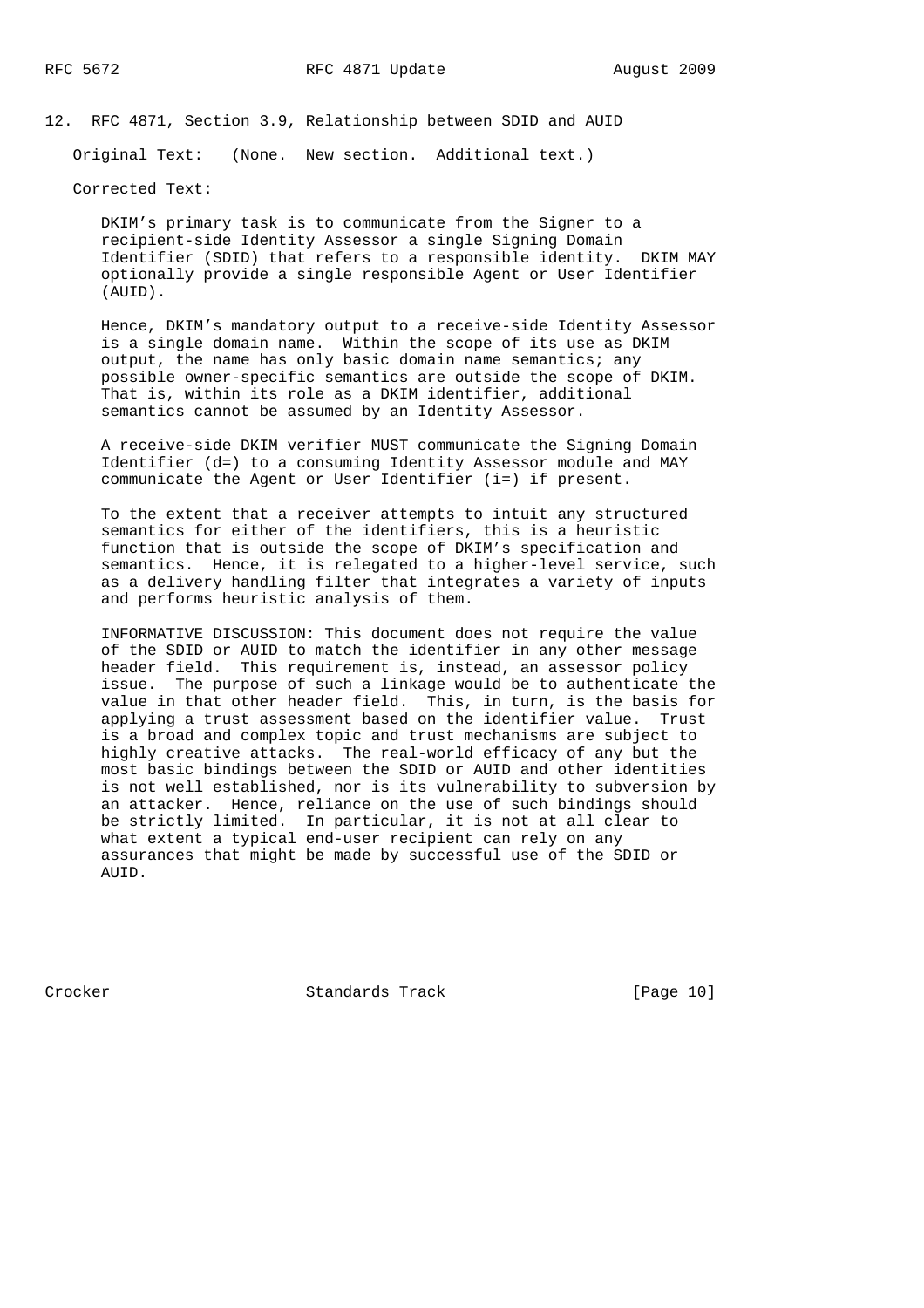## 12. RFC 4871, Section 3.9, Relationship between SDID and AUID

Original Text: (None. New section. Additional text.)

Corrected Text:

DKIM's primary task is to communicate from the Signer to a recipient-side Identity Assessor a single Signing Domain Identifier (SDID) that refers to a responsible identity. DKIM MAY optionally provide a single responsible Agent or User Identifier (AUID).

Hence, DKIM's mandatory output to a receive-side Identity Assessor is a single domain name. Within the scope of its use as DKIM output, the name has only basic domain name semantics; any possible owner-specific semantics are outside the scope of DKIM. That is, within its role as a DKIM identifier, additional semantics cannot be assumed by an Identity Assessor.

A receive-side DKIM verifier MUST communicate the Signing Domain Identifier (d=) to a consuming Identity Assessor module and MAY communicate the Agent or User Identifier (i=) if present.

To the extent that a receiver attempts to intuit any structured semantics for either of the identifiers, this is a heuristic function that is outside the scope of DKIM's specification and semantics. Hence, it is relegated to a higher-level service, such as a delivery handling filter that integrates a variety of inputs and performs heuristic analysis of them.

INFORMATIVE DISCUSSION: This document does not require the value of the SDID or AUID to match the identifier in any other message header field. This requirement is, instead, an assessor policy issue. The purpose of such a linkage would be to authenticate the value in that other header field. This, in turn, is the basis for applying a trust assessment based on the identifier value. Trust is a broad and complex topic and trust mechanisms are subject to highly creative attacks. The real-world efficacy of any but the most basic bindings between the SDID or AUID and other identities is not well established, nor is its vulnerability to subversion by an attacker. Hence, reliance on the use of such bindings should be strictly limited. In particular, it is not at all clear to what extent a typical end-user recipient can rely on any assurances that might be made by successful use of the SDID or AUID.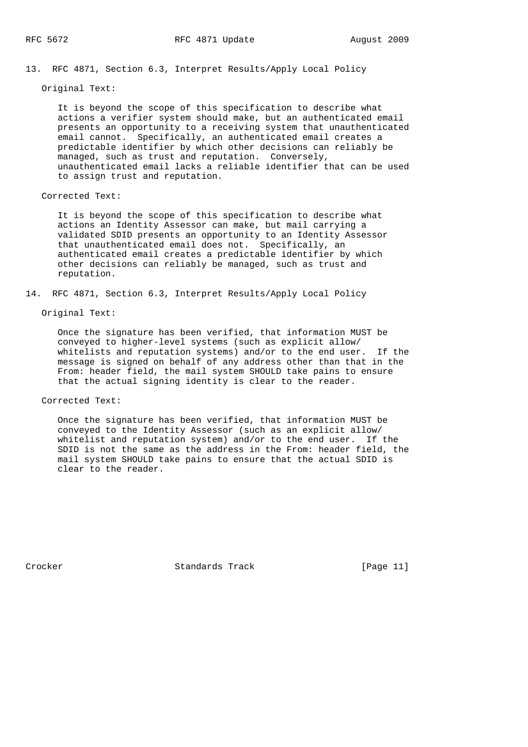## 13. RFC 4871, Section 6.3, Interpret Results/Apply Local Policy

Original Text:

It is beyond the scope of this specification to describe what actions a verifier system should make, but an authenticated email presents an opportunity to a receiving system that unauthenticated email cannot. Specifically, an authenticated email creates a predictable identifier by which other decisions can reliably be managed, such as trust and reputation. Conversely, unauthenticated email lacks a reliable identifier that can be used to assign trust and reputation.

Corrected Text:

It is beyond the scope of this specification to describe what actions an Identity Assessor can make, but mail carrying a validated SDID presents an opportunity to an Identity Assessor that unauthenticated email does not. Specifically, an authenticated email creates a predictable identifier by which other decisions can reliably be managed, such as trust and reputation.

## 14. RFC 4871, Section 6.3, Interpret Results/Apply Local Policy

Original Text:

Once the signature has been verified, that information MUST be conveyed to higher-level systems (such as explicit allow/whitelists and reputation systems) and/or to the end user. If the message is signed on behalf of any address other than that in the From: header field, the mail system SHOULD take pains to ensure that the actual signing identity is clear to the reader.

Corrected Text:

Once the signature has been verified, that information MUST be conveyed to the Identity Assessor (such as an explicit allow/whitelist and reputation system) and/or to the end user. If the SDID is not the same as the address in the From: header field, the mail system SHOULD take pains to ensure that the actual SDID is clear to the reader.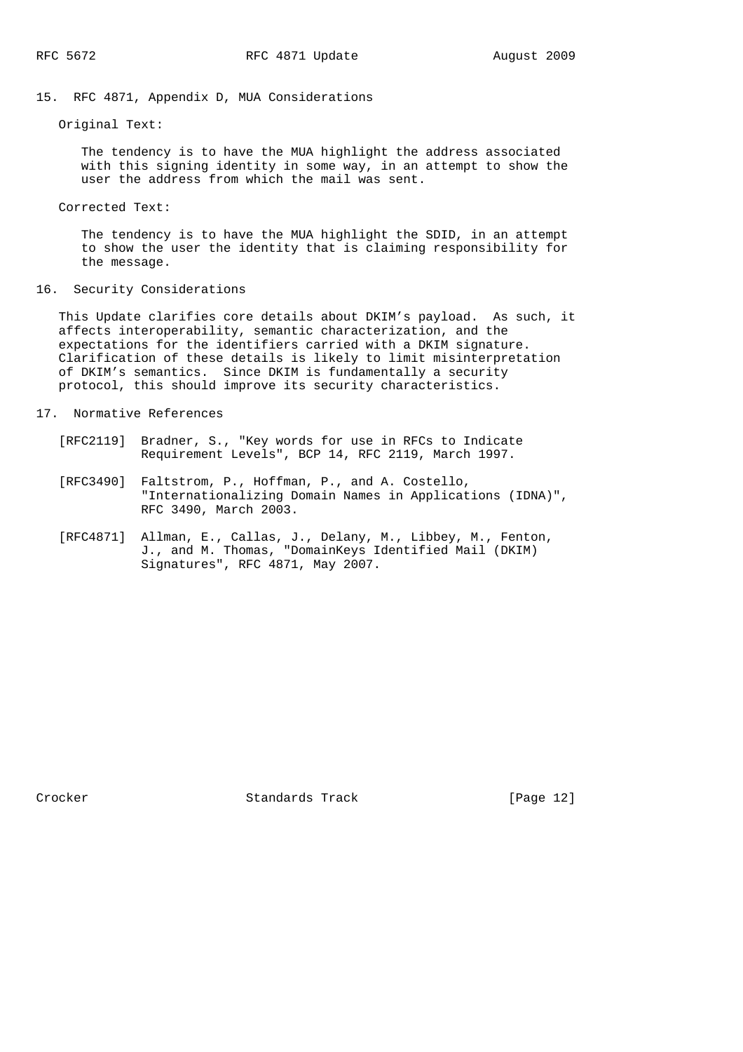## 15. RFC 4871, Appendix D, MUA Considerations

Original Text:

> The tendency is to have the MUA highlight the address associated with this signing identity in some way, in an attempt to show the user the address from which the mail was sent.

Corrected Text:

> The tendency is to have the MUA highlight the SDID, in an attempt to show the user the identity that is claiming responsibility for the message.

## 16. Security Considerations

This Update clarifies core details about DKIM's payload. As such, it affects interoperability, semantic characterization, and the expectations for the identifiers carried with a DKIM signature. Clarification of these details is likely to limit misinterpretation of DKIM's semantics. Since DKIM is fundamentally a security protocol, this should improve its security characteristics.

## 17. Normative References

[RFC2119] Bradner, S., "Key words for use in RFCs to Indicate Requirement Levels", BCP 14, RFC 2119, March 1997.

[RFC3490] Faltstrom, P., Hoffman, P., and A. Costello, "Internationalizing Domain Names in Applications (IDNA)", RFC 3490, March 2003.

[RFC4871] Allman, E., Callas, J., Delany, M., Libbey, M., Fenton, J., and M. Thomas, "DomainKeys Identified Mail (DKIM) Signatures", RFC 4871, May 2007.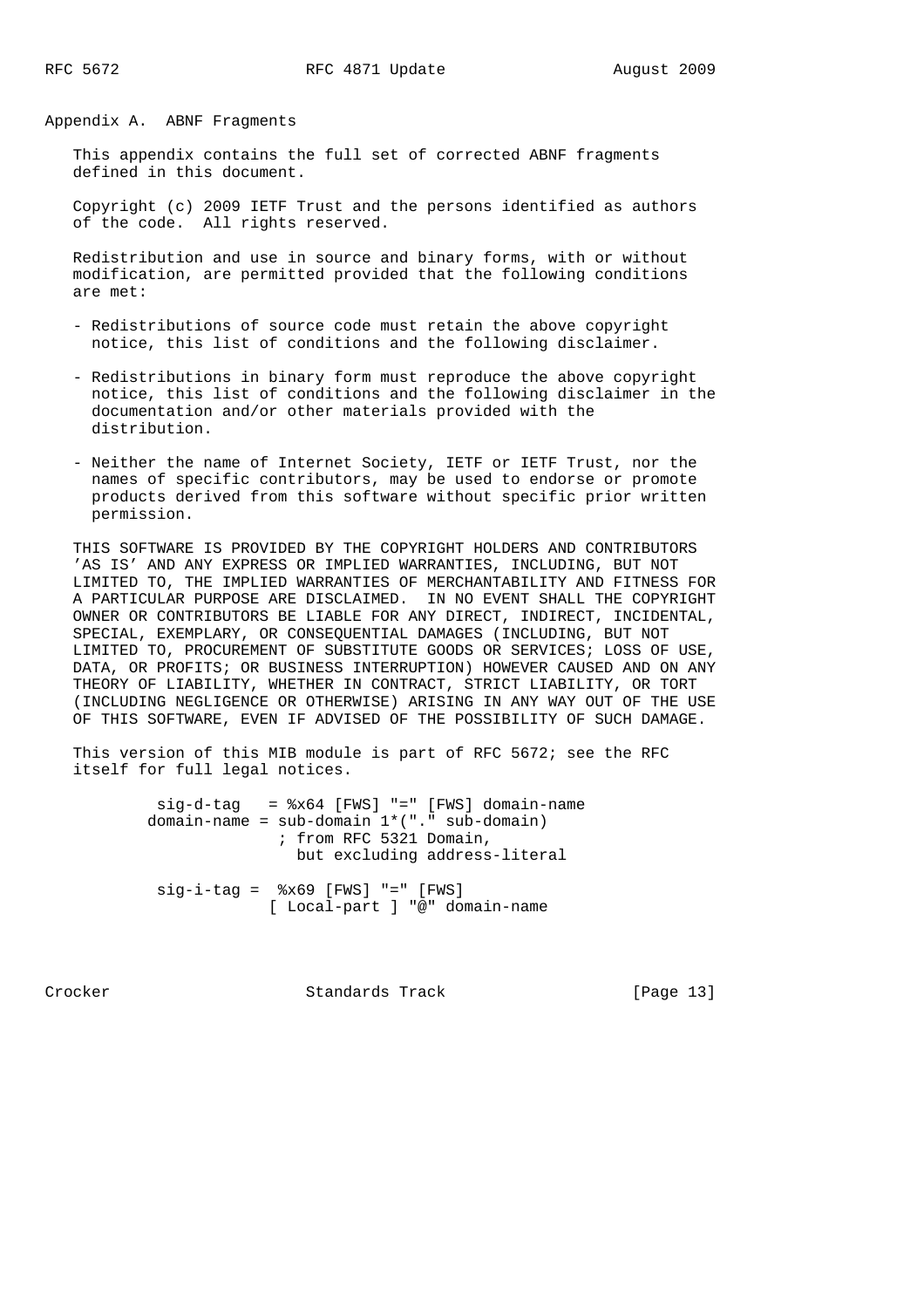## Appendix A. ABNF Fragments

This appendix contains the full set of corrected ABNF fragments defined in this document.

Copyright (c) 2009 IETF Trust and the persons identified as authors of the code. All rights reserved.

Redistribution and use in source and binary forms, with or without modification, are permitted provided that the following conditions are met:

- Redistributions of source code must retain the above copyright notice, this list of conditions and the following disclaimer.

- Redistributions in binary form must reproduce the above copyright notice, this list of conditions and the following disclaimer in the documentation and/or other materials provided with the distribution.

- Neither the name of Internet Society, IETF or IETF Trust, nor the names of specific contributors, may be used to endorse or promote products derived from this software without specific prior written permission.

THIS SOFTWARE IS PROVIDED BY THE COPYRIGHT HOLDERS AND CONTRIBUTORS 'AS IS' AND ANY EXPRESS OR IMPLIED WARRANTIES, INCLUDING, BUT NOT LIMITED TO, THE IMPLIED WARRANTIES OF MERCHANTABILITY AND FITNESS FOR A PARTICULAR PURPOSE ARE DISCLAIMED. IN NO EVENT SHALL THE COPYRIGHT OWNER OR CONTRIBUTORS BE LIABLE FOR ANY DIRECT, INDIRECT, INCIDENTAL, SPECIAL, EXEMPLARY, OR CONSEQUENTIAL DAMAGES (INCLUDING, BUT NOT LIMITED TO, PROCUREMENT OF SUBSTITUTE GOODS OR SERVICES; LOSS OF USE, DATA, OR PROFITS; OR BUSINESS INTERRUPTION) HOWEVER CAUSED AND ON ANY THEORY OF LIABILITY, WHETHER IN CONTRACT, STRICT LIABILITY, OR TORT (INCLUDING NEGLIGENCE OR OTHERWISE) ARISING IN ANY WAY OUT OF THE USE OF THIS SOFTWARE, EVEN IF ADVISED OF THE POSSIBILITY OF SUCH DAMAGE.

This version of this MIB module is part of RFC 5672; see the RFC itself for full legal notices.

```
 sig-d-tag   = %x64 [FWS] "=" [FWS] domain-name
domain-name = sub-domain 1*("." sub-domain)
                 ; from RFC 5321 Domain,
                   but excluding address-literal

 sig-i-tag =  %x69 [FWS] "=" [FWS]
                [ Local-part ] "@" domain-name
```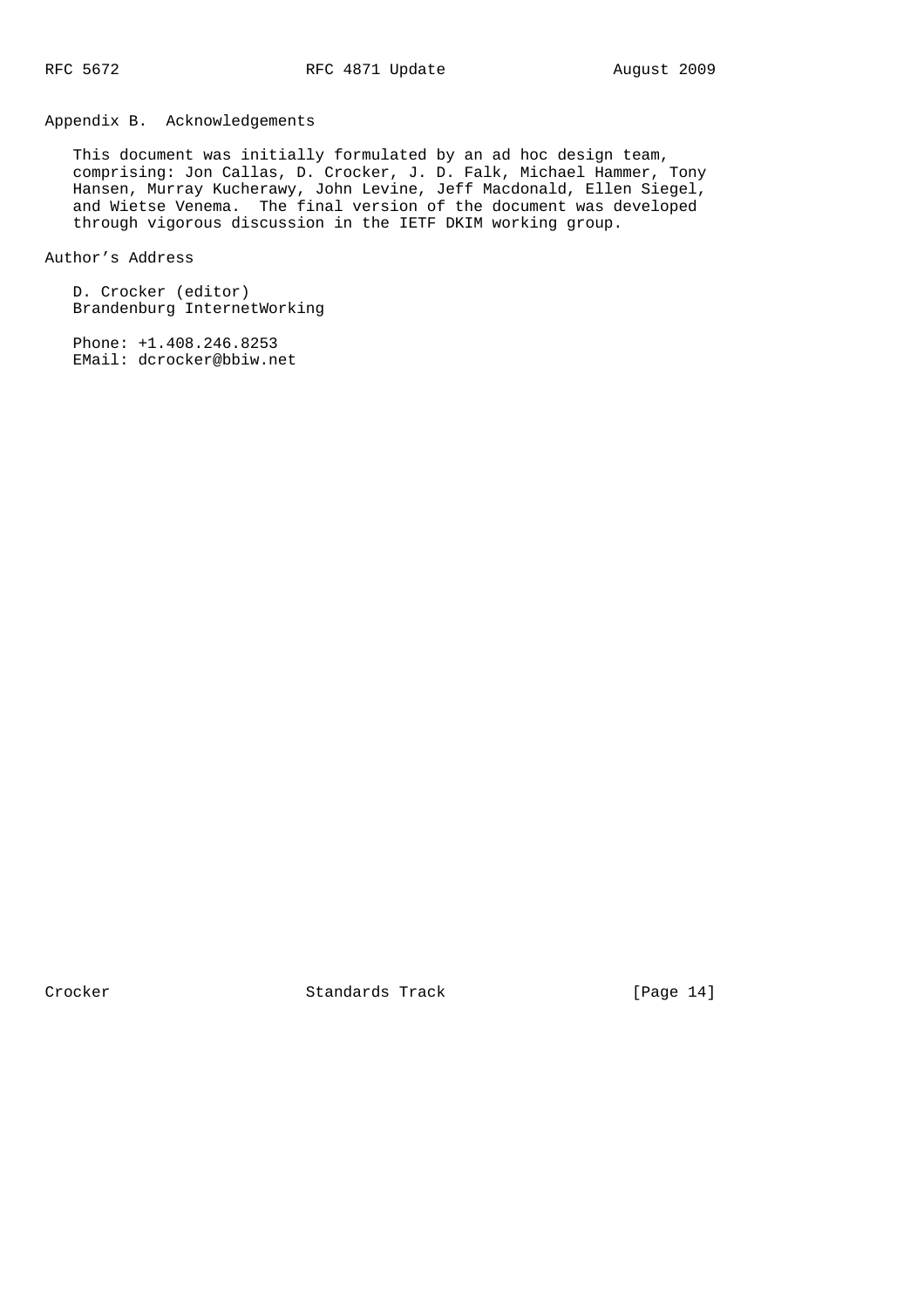## Appendix B. Acknowledgements

This document was initially formulated by an ad hoc design team, comprising: Jon Callas, D. Crocker, J. D. Falk, Michael Hammer, Tony Hansen, Murray Kucherawy, John Levine, Jeff Macdonald, Ellen Siegel, and Wietse Venema. The final version of the document was developed through vigorous discussion in the IETF DKIM working group.

## Author's Address

D. Crocker (editor)
Brandenburg InternetWorking

Phone: +1.408.246.8253
EMail: dcrocker@bbiw.net